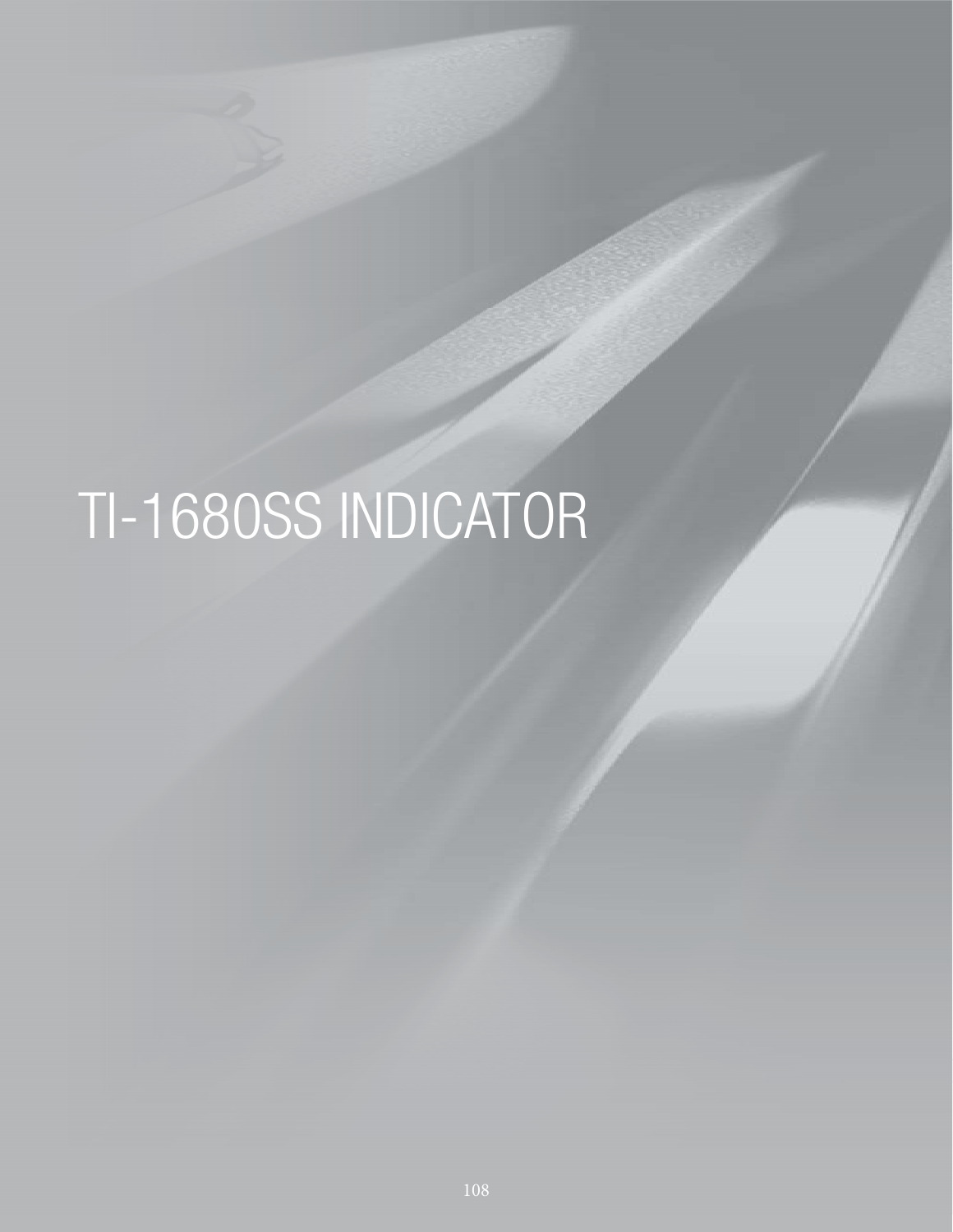# TI-1680SS INDICATOR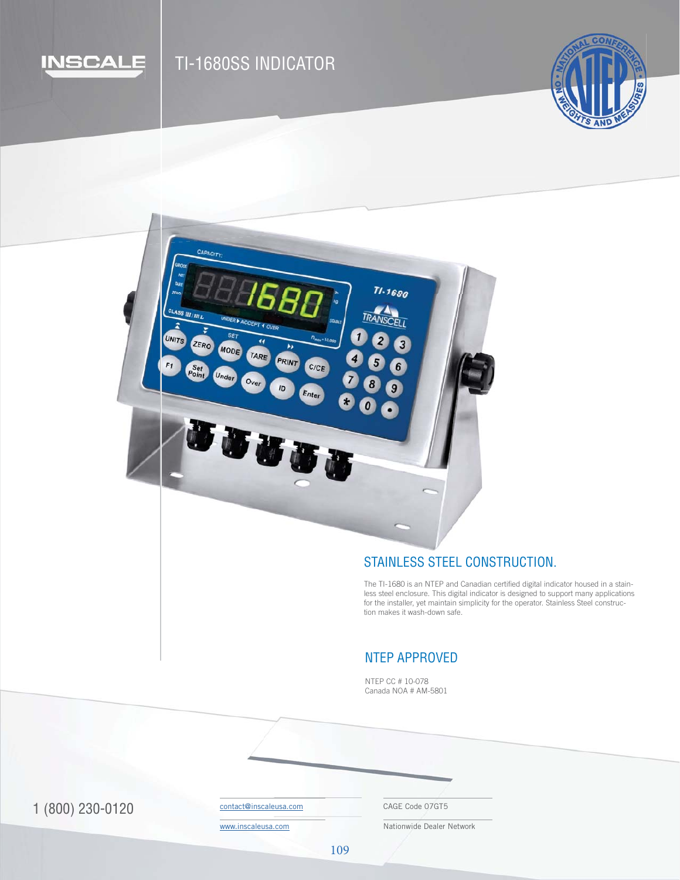INSCALE

# TI-1680SS INDICATOR

## STAINLESS STEEL CONSTRUCTION.

The TI-1680 is an NTEP and Canadian certified digital indicator housed in a stainless steel enclosure. This digital indicator is designed to support many applications for the installer, yet maintain simplicity for the operator. Stainless Steel construction makes it wash-down safe.

## NTEP APPROVED

NTEP CC # 10-078
Canada NOA # AM-5801

1 (800) 230-0120

contact@inscaleusa.com

www.inscaleusa.com

CAGE Code 07GT5

Nationwide Dealer Network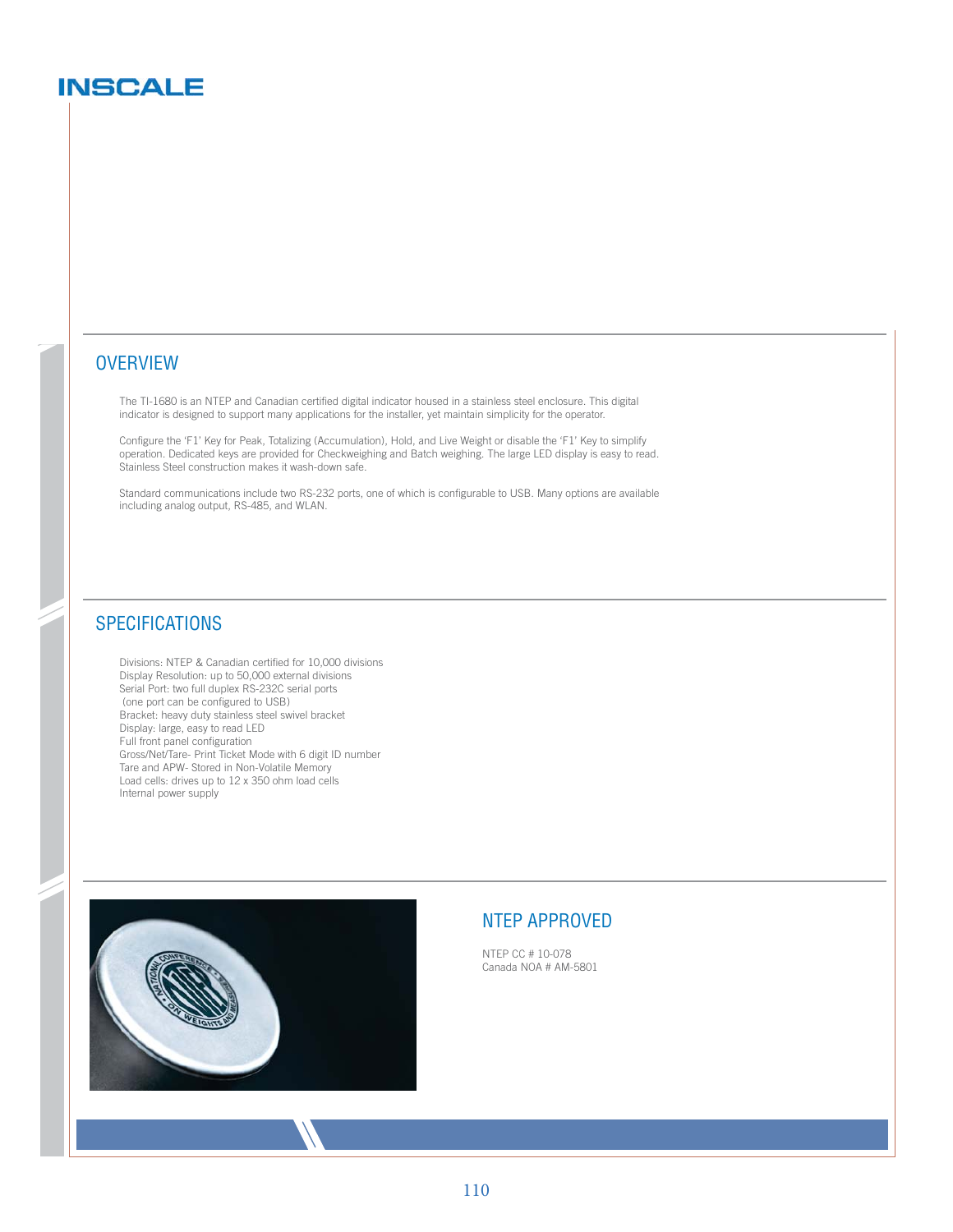# INSCALE

## OVERVIEW

The TI-1680 is an NTEP and Canadian certified digital indicator housed in a stainless steel enclosure. This digital indicator is designed to support many applications for the installer, yet maintain simplicity for the operator.

Configure the 'F1' Key for Peak, Totalizing (Accumulation), Hold, and Live Weight or disable the 'F1' Key to simplify operation. Dedicated keys are provided for Checkweighing and Batch weighing. The large LED display is easy to read. Stainless Steel construction makes it wash-down safe.

Standard communications include two RS-232 ports, one of which is configurable to USB. Many options are available including analog output, RS-485, and WLAN.

## SPECIFICATIONS

Divisions: NTEP & Canadian certified for 10,000 divisions
Display Resolution: up to 50,000 external divisions
Serial Port: two full duplex RS-232C serial ports
(one port can be configured to USB)
Bracket: heavy duty stainless steel swivel bracket
Display: large, easy to read LED
Full front panel configuration
Gross/Net/Tare- Print Ticket Mode with 6 digit ID number
Tare and APW- Stored in Non-Volatile Memory
Load cells: drives up to 12 x 350 ohm load cells
Internal power supply

## NTEP APPROVED

NTEP CC # 10-078
Canada NOA # AM-5801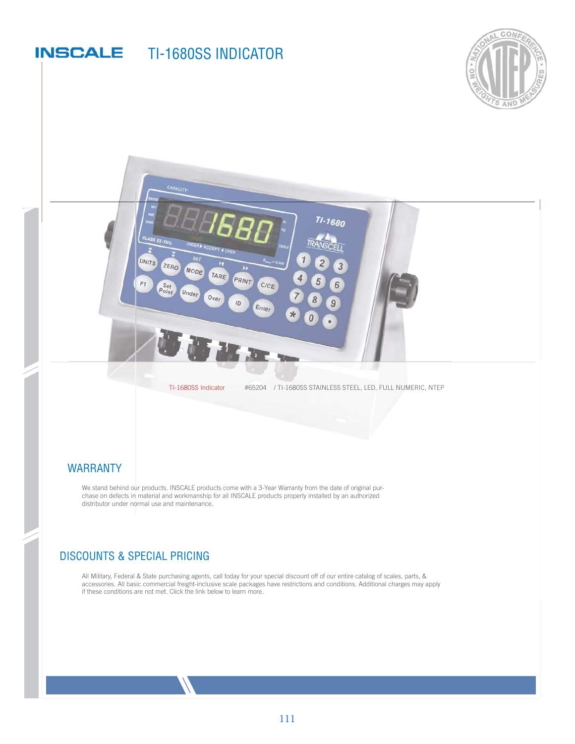# INSCALE TI-1680SS INDICATOR

TI-1680SS Indicator #65204 / TI-1680SS STAINLESS STEEL, LED, FULL NUMERIC, NTEP

## WARRANTY

We stand behind our products. INSCALE products come with a 3-Year Warranty from the date of original purchase on defects in material and workmanship for all INSCALE products properly installed by an authorized distributor under normal use and maintenance.

## DISCOUNTS & SPECIAL PRICING

All Military, Federal & State purchasing agents, call today for your special discount off of our entire catalog of scales, parts, & accessories. All basic commercial freight-inclusive scale packages have restrictions and conditions. Additional charges may apply if these conditions are not met. Click the link below to learn more.